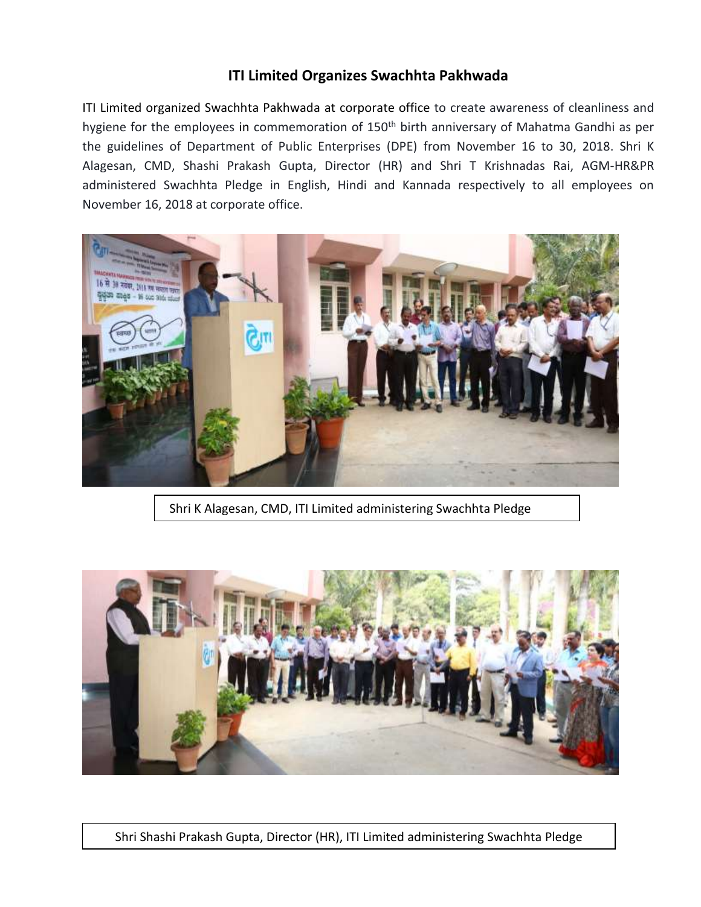# ITI Limited Organizes Swachhta Pakhwada

ITI Limited organized Swachhta Pakhwada at corporate office to create awareness of cleanliness and hygiene for the employees in commemoration of 150th birth anniversary of Mahatma Gandhi as per the guidelines of Department of Public Enterprises (DPE) from November 16 to 30, 2018. Shri K Alagesan, CMD, Shashi Prakash Gupta, Director (HR) and Shri T Krishnadas Rai, AGM-HR&PR administered Swachhta Pledge in English, Hindi and Kannada respectively to all employees on November 16, 2018 at corporate office.

Shri K Alagesan, CMD, ITI Limited administering Swachhta Pledge

Shri Shashi Prakash Gupta, Director (HR), ITI Limited administering Swachhta Pledge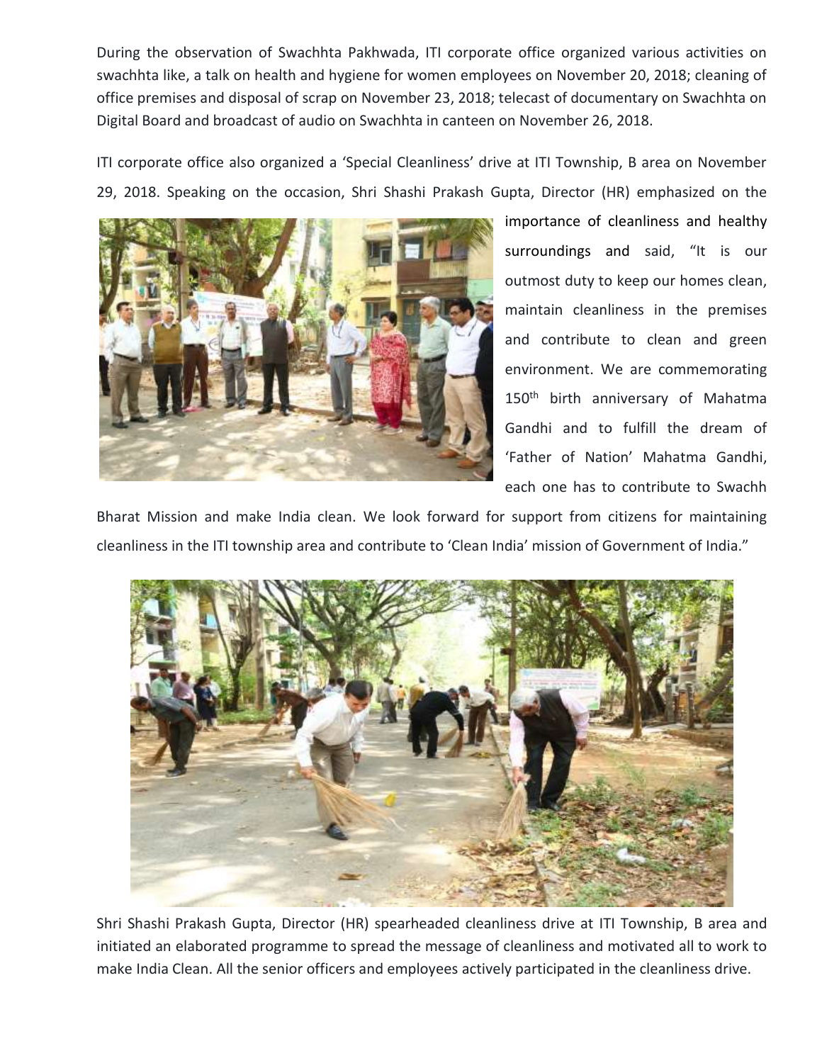During the observation of Swachhta Pakhwada, ITI corporate office organized various activities on swachhta like, a talk on health and hygiene for women employees on November 20, 2018; cleaning of office premises and disposal of scrap on November 23, 2018; telecast of documentary on Swachhta on Digital Board and broadcast of audio on Swachhta in canteen on November 26, 2018.

ITI corporate office also organized a 'Special Cleanliness' drive at ITI Township, B area on November 29, 2018. Speaking on the occasion, Shri Shashi Prakash Gupta, Director (HR) emphasized on the importance of cleanliness and healthy surroundings and said, "It is our outmost duty to keep our homes clean, maintain cleanliness in the premises and contribute to clean and green environment. We are commemorating 150th birth anniversary of Mahatma Gandhi and to fulfill the dream of 'Father of Nation' Mahatma Gandhi, each one has to contribute to Swachh Bharat Mission and make India clean. We look forward for support from citizens for maintaining cleanliness in the ITI township area and contribute to 'Clean India' mission of Government of India."

Shri Shashi Prakash Gupta, Director (HR) spearheaded cleanliness drive at ITI Township, B area and initiated an elaborated programme to spread the message of cleanliness and motivated all to work to make India Clean. All the senior officers and employees actively participated in the cleanliness drive.